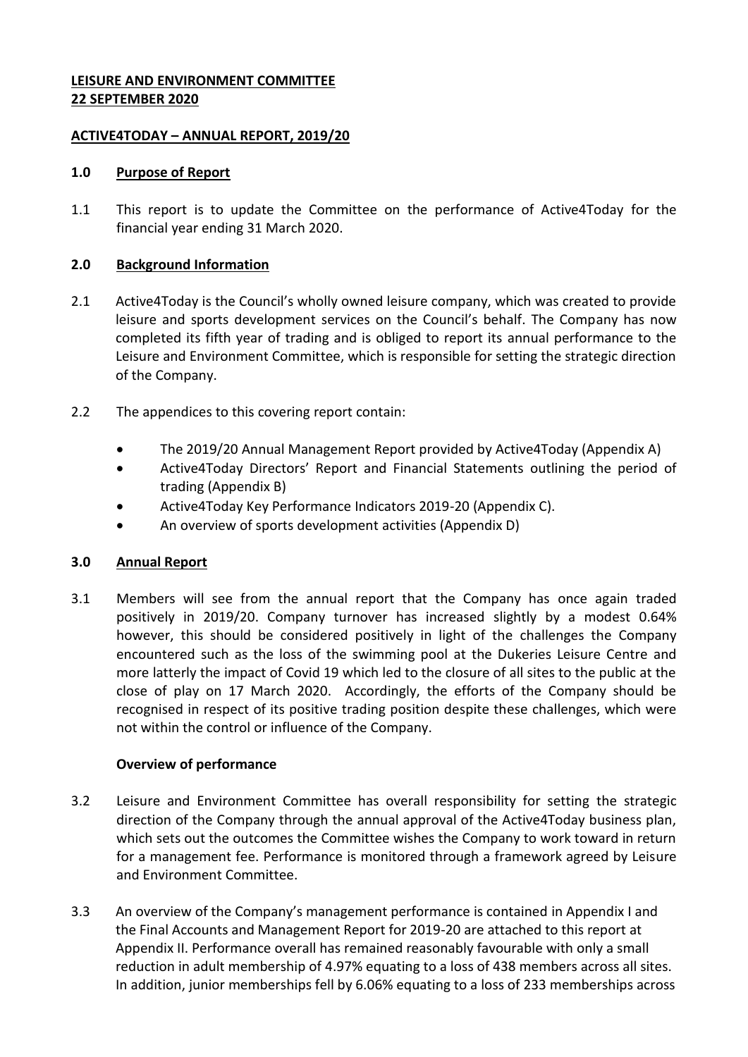**LEISURE AND ENVIRONMENT COMMITTEE**
**22 SEPTEMBER 2020**

**ACTIVE4TODAY – ANNUAL REPORT, 2019/20**

## 1.0 Purpose of Report

1.1 This report is to update the Committee on the performance of Active4Today for the financial year ending 31 March 2020.

## 2.0 Background Information

2.1 Active4Today is the Council's wholly owned leisure company, which was created to provide leisure and sports development services on the Council's behalf. The Company has now completed its fifth year of trading and is obliged to report its annual performance to the Leisure and Environment Committee, which is responsible for setting the strategic direction of the Company.

2.2 The appendices to this covering report contain:

- The 2019/20 Annual Management Report provided by Active4Today (Appendix A)
- Active4Today Directors' Report and Financial Statements outlining the period of trading (Appendix B)
- Active4Today Key Performance Indicators 2019-20 (Appendix C).
- An overview of sports development activities (Appendix D)

## 3.0 Annual Report

3.1 Members will see from the annual report that the Company has once again traded positively in 2019/20. Company turnover has increased slightly by a modest 0.64% however, this should be considered positively in light of the challenges the Company encountered such as the loss of the swimming pool at the Dukeries Leisure Centre and more latterly the impact of Covid 19 which led to the closure of all sites to the public at the close of play on 17 March 2020. Accordingly, the efforts of the Company should be recognised in respect of its positive trading position despite these challenges, which were not within the control or influence of the Company.

### Overview of performance

3.2 Leisure and Environment Committee has overall responsibility for setting the strategic direction of the Company through the annual approval of the Active4Today business plan, which sets out the outcomes the Committee wishes the Company to work toward in return for a management fee. Performance is monitored through a framework agreed by Leisure and Environment Committee.

3.3 An overview of the Company's management performance is contained in Appendix I and the Final Accounts and Management Report for 2019-20 are attached to this report at Appendix II. Performance overall has remained reasonably favourable with only a small reduction in adult membership of 4.97% equating to a loss of 438 members across all sites. In addition, junior memberships fell by 6.06% equating to a loss of 233 memberships across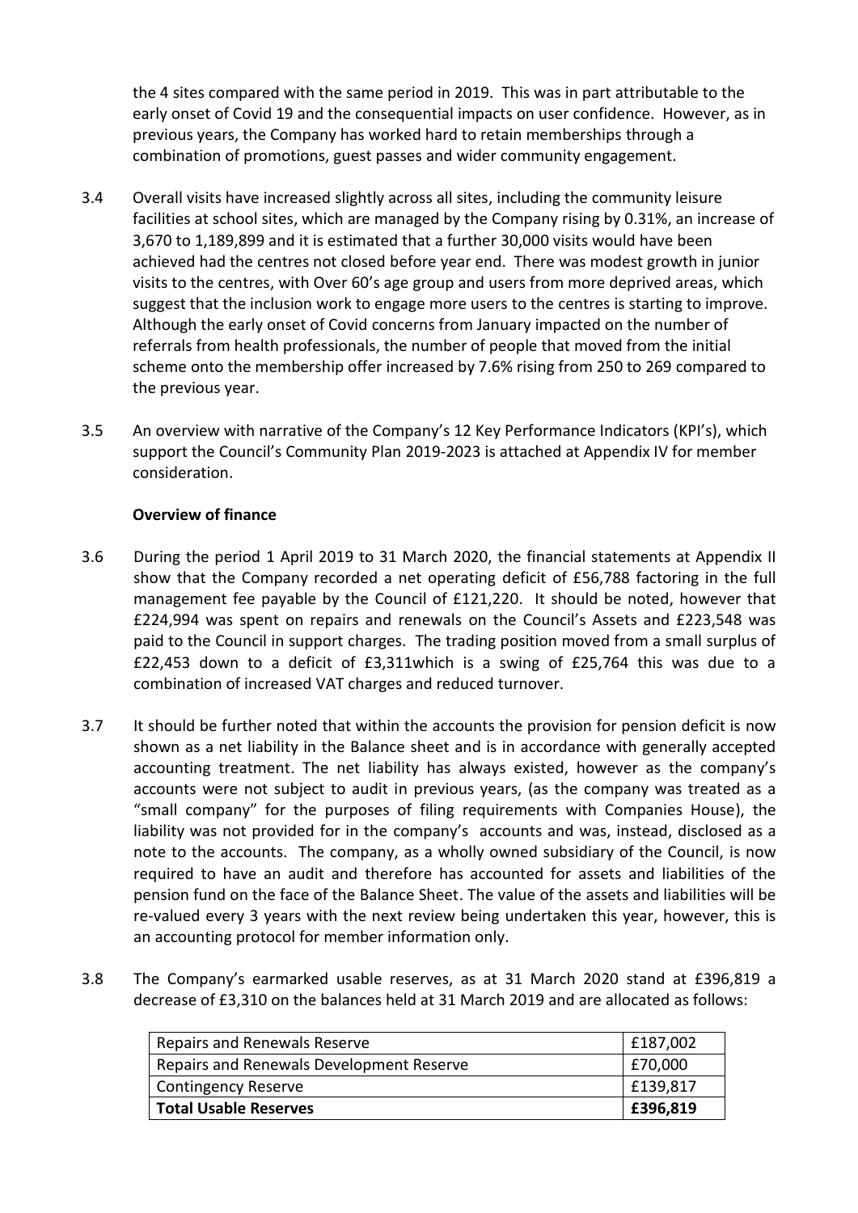the 4 sites compared with the same period in 2019. This was in part attributable to the early onset of Covid 19 and the consequential impacts on user confidence. However, as in previous years, the Company has worked hard to retain memberships through a combination of promotions, guest passes and wider community engagement.

3.4 Overall visits have increased slightly across all sites, including the community leisure facilities at school sites, which are managed by the Company rising by 0.31%, an increase of 3,670 to 1,189,899 and it is estimated that a further 30,000 visits would have been achieved had the centres not closed before year end. There was modest growth in junior visits to the centres, with Over 60's age group and users from more deprived areas, which suggest that the inclusion work to engage more users to the centres is starting to improve. Although the early onset of Covid concerns from January impacted on the number of referrals from health professionals, the number of people that moved from the initial scheme onto the membership offer increased by 7.6% rising from 250 to 269 compared to the previous year.

3.5 An overview with narrative of the Company's 12 Key Performance Indicators (KPI's), which support the Council's Community Plan 2019-2023 is attached at Appendix IV for member consideration.

**Overview of finance**

3.6 During the period 1 April 2019 to 31 March 2020, the financial statements at Appendix II show that the Company recorded a net operating deficit of £56,788 factoring in the full management fee payable by the Council of £121,220. It should be noted, however that £224,994 was spent on repairs and renewals on the Council's Assets and £223,548 was paid to the Council in support charges. The trading position moved from a small surplus of £22,453 down to a deficit of £3,311which is a swing of £25,764 this was due to a combination of increased VAT charges and reduced turnover.

3.7 It should be further noted that within the accounts the provision for pension deficit is now shown as a net liability in the Balance sheet and is in accordance with generally accepted accounting treatment. The net liability has always existed, however as the company's accounts were not subject to audit in previous years, (as the company was treated as a "small company" for the purposes of filing requirements with Companies House), the liability was not provided for in the company's accounts and was, instead, disclosed as a note to the accounts. The company, as a wholly owned subsidiary of the Council, is now required to have an audit and therefore has accounted for assets and liabilities of the pension fund on the face of the Balance Sheet. The value of the assets and liabilities will be re-valued every 3 years with the next review being undertaken this year, however, this is an accounting protocol for member information only.

3.8 The Company's earmarked usable reserves, as at 31 March 2020 stand at £396,819 a decrease of £3,310 on the balances held at 31 March 2019 and are allocated as follows:

| Reserve | Amount |
|---|---|
| Repairs and Renewals Reserve | £187,002 |
| Repairs and Renewals Development Reserve | £70,000 |
| Contingency Reserve | £139,817 |
| **Total Usable Reserves** | **£396,819** |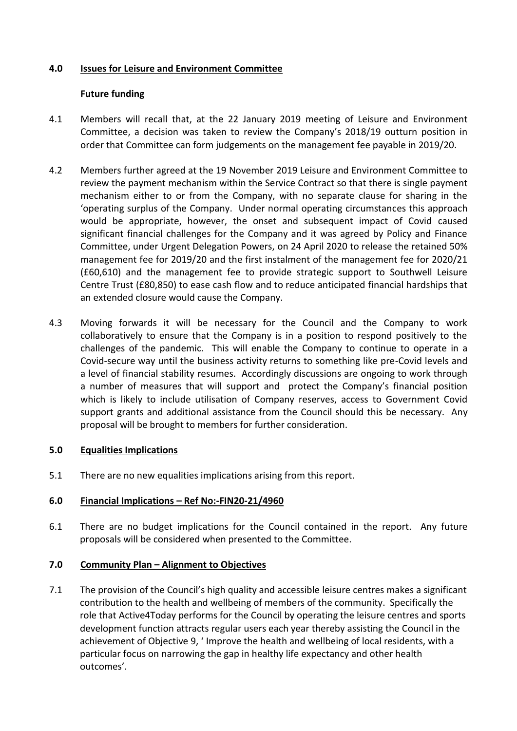## 4.0 Issues for Leisure and Environment Committee

### Future funding

4.1 Members will recall that, at the 22 January 2019 meeting of Leisure and Environment Committee, a decision was taken to review the Company's 2018/19 outturn position in order that Committee can form judgements on the management fee payable in 2019/20.

4.2 Members further agreed at the 19 November 2019 Leisure and Environment Committee to review the payment mechanism within the Service Contract so that there is single payment mechanism either to or from the Company, with no separate clause for sharing in the 'operating surplus of the Company. Under normal operating circumstances this approach would be appropriate, however, the onset and subsequent impact of Covid caused significant financial challenges for the Company and it was agreed by Policy and Finance Committee, under Urgent Delegation Powers, on 24 April 2020 to release the retained 50% management fee for 2019/20 and the first instalment of the management fee for 2020/21 (£60,610) and the management fee to provide strategic support to Southwell Leisure Centre Trust (£80,850) to ease cash flow and to reduce anticipated financial hardships that an extended closure would cause the Company.

4.3 Moving forwards it will be necessary for the Council and the Company to work collaboratively to ensure that the Company is in a position to respond positively to the challenges of the pandemic. This will enable the Company to continue to operate in a Covid-secure way until the business activity returns to something like pre-Covid levels and a level of financial stability resumes. Accordingly discussions are ongoing to work through a number of measures that will support and protect the Company's financial position which is likely to include utilisation of Company reserves, access to Government Covid support grants and additional assistance from the Council should this be necessary. Any proposal will be brought to members for further consideration.

## 5.0 Equalities Implications

5.1 There are no new equalities implications arising from this report.

## 6.0 Financial Implications – Ref No:-FIN20-21/4960

6.1 There are no budget implications for the Council contained in the report. Any future proposals will be considered when presented to the Committee.

## 7.0 Community Plan – Alignment to Objectives

7.1 The provision of the Council's high quality and accessible leisure centres makes a significant contribution to the health and wellbeing of members of the community. Specifically the role that Active4Today performs for the Council by operating the leisure centres and sports development function attracts regular users each year thereby assisting the Council in the achievement of Objective 9, ' Improve the health and wellbeing of local residents, with a particular focus on narrowing the gap in healthy life expectancy and other health outcomes'.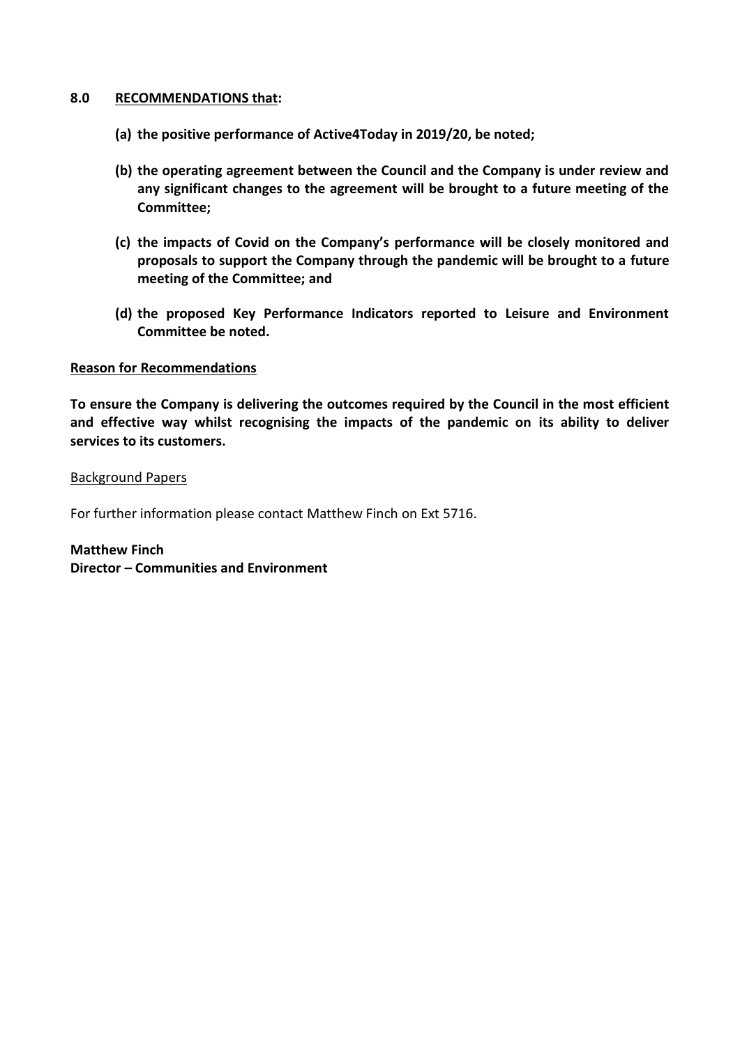## 8.0 RECOMMENDATIONS that:

**(a) the positive performance of Active4Today in 2019/20, be noted;**

**(b) the operating agreement between the Council and the Company is under review and any significant changes to the agreement will be brought to a future meeting of the Committee;**

**(c) the impacts of Covid on the Company's performance will be closely monitored and proposals to support the Company through the pandemic will be brought to a future meeting of the Committee; and**

**(d) the proposed Key Performance Indicators reported to Leisure and Environment Committee be noted.**

**Reason for Recommendations**

**To ensure the Company is delivering the outcomes required by the Council in the most efficient and effective way whilst recognising the impacts of the pandemic on its ability to deliver services to its customers.**

Background Papers

For further information please contact Matthew Finch on Ext 5716.

**Matthew Finch**
**Director – Communities and Environment**